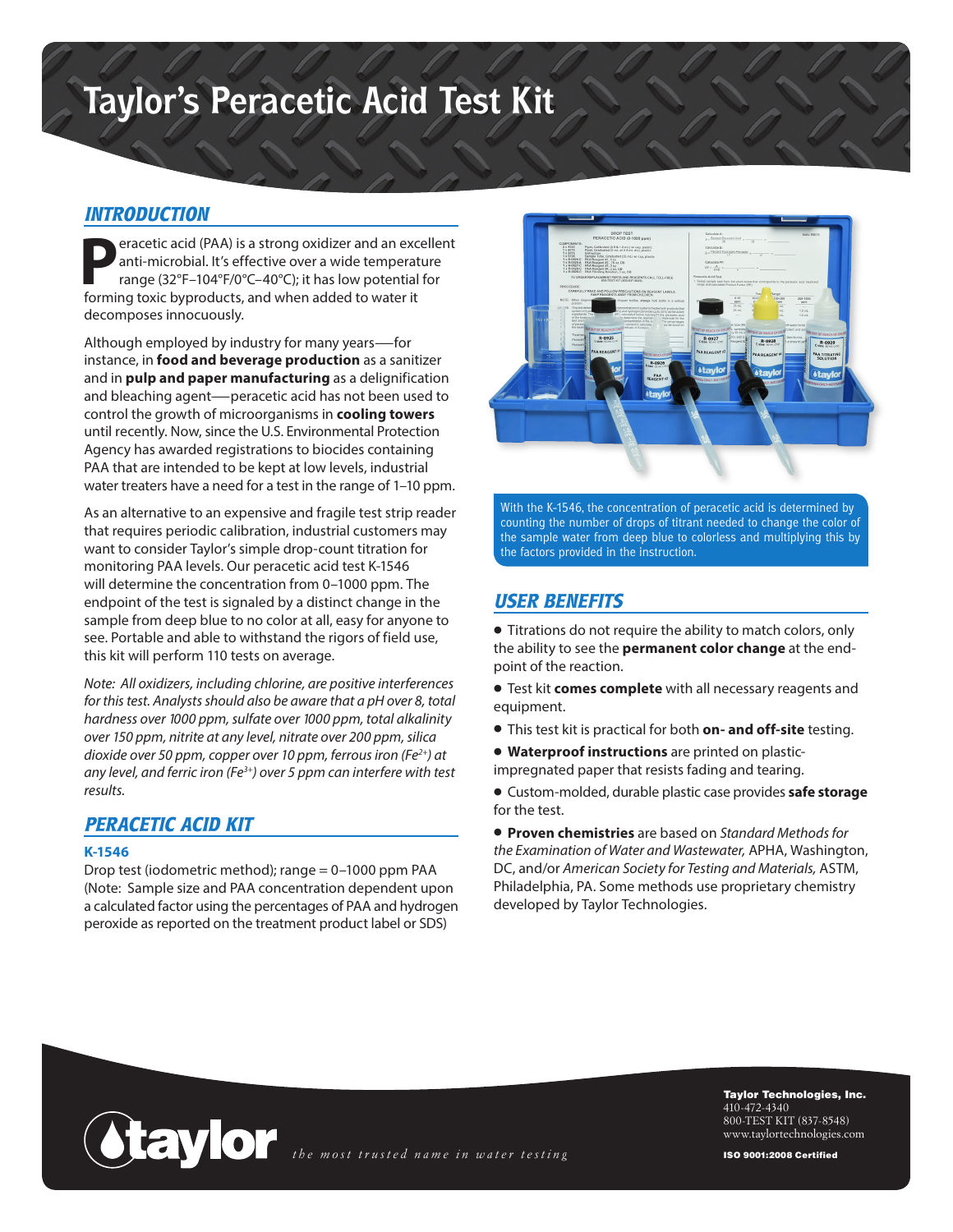# Taylor's Peracetic Acid Test Kit

## INTRODUCTION

Peracetic acid (PAA) is a strong oxidizer and an excellent anti-microbial. It's effective over a wide temperature range (32°F–104°F/0°C–40°C); it has low potential for forming toxic byproducts, and when added to water it decomposes innocuously.

Although employed by industry for many years—for instance, in **food and beverage production** as a sanitizer and in **pulp and paper manufacturing** as a delignification and bleaching agent—peracetic acid has not been used to control the growth of microorganisms in **cooling towers** until recently. Now, since the U.S. Environmental Protection Agency has awarded registrations to biocides containing PAA that are intended to be kept at low levels, industrial water treaters have a need for a test in the range of 1–10 ppm.

As an alternative to an expensive and fragile test strip reader that requires periodic calibration, industrial customers may want to consider Taylor's simple drop-count titration for monitoring PAA levels. Our peracetic acid test K-1546 will determine the concentration from 0–1000 ppm. The endpoint of the test is signaled by a distinct change in the sample from deep blue to no color at all, easy for anyone to see. Portable and able to withstand the rigors of field use, this kit will perform 110 tests on average.

*Note: All oxidizers, including chlorine, are positive interferences for this test. Analysts should also be aware that a pH over 8, total hardness over 1000 ppm, sulfate over 1000 ppm, total alkalinity over 150 ppm, nitrite at any level, nitrate over 200 ppm, silica dioxide over 50 ppm, copper over 10 ppm, ferrous iron ($Fe^{2+}$) at any level, and ferric iron ($Fe^{3+}$) over 5 ppm can interfere with test results.*

## PERACETIC ACID KIT

### K-1546

Drop test (iodometric method); range = 0–1000 ppm PAA (Note: Sample size and PAA concentration dependent upon a calculated factor using the percentages of PAA and hydrogen peroxide as reported on the treatment product label or SDS)

With the K-1546, the concentration of peracetic acid is determined by counting the number of drops of titrant needed to change the color of the sample water from deep blue to colorless and multiplying this by the factors provided in the instruction.

## USER BENEFITS

- Titrations do not require the ability to match colors, only the ability to see the **permanent color change** at the end-point of the reaction.
- Test kit **comes complete** with all necessary reagents and equipment.
- This test kit is practical for both **on- and off-site** testing.
- **Waterproof instructions** are printed on plastic-impregnated paper that resists fading and tearing.
- Custom-molded, durable plastic case provides **safe storage** for the test.
- **Proven chemistries** are based on *Standard Methods for the Examination of Water and Wastewater,* APHA, Washington, DC, and/or *American Society for Testing and Materials,* ASTM, Philadelphia, PA. Some methods use proprietary chemistry developed by Taylor Technologies.

taylor *the most trusted name in water testing*

**Taylor Technologies, Inc.**
410-472-4340
800-TEST KIT (837-8548)
www.taylortechnologies.com

**ISO 9001:2008 Certified**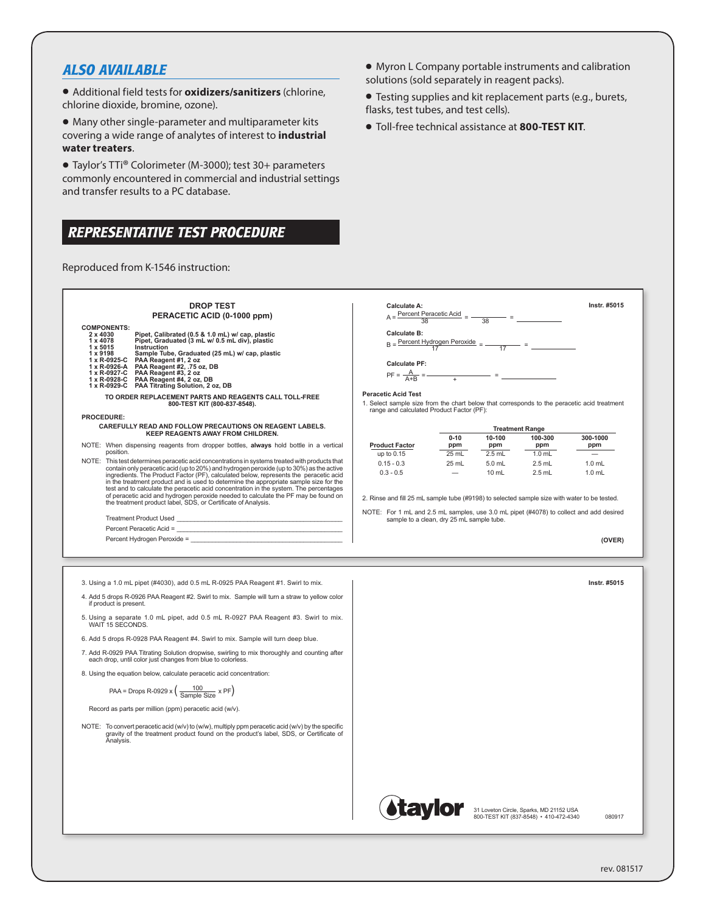## *ALSO AVAILABLE*

- Additional field tests for **oxidizers/sanitizers** (chlorine, chlorine dioxide, bromine, ozone).
- Many other single-parameter and multiparameter kits covering a wide range of analytes of interest to **industrial water treaters**.
- Taylor's TTi® Colorimeter (M-3000); test 30+ parameters commonly encountered in commercial and industrial settings and transfer results to a PC database.
- Myron L Company portable instruments and calibration solutions (sold separately in reagent packs).
- Testing supplies and kit replacement parts (e.g., burets, flasks, test tubes, and test cells).
- Toll-free technical assistance at **800-TEST KIT**.

## *REPRESENTATIVE TEST PROCEDURE*

Reproduced from K-1546 instruction:

### DROP TEST
### PERACETIC ACID (0-1000 ppm)

**COMPONENTS:**

| | |
|---|---|
| **2 x 4030** | **Pipet, Calibrated (0.5 & 1.0 mL) w/ cap, plastic** |
| **1 x 4078** | **Pipet, Graduated (3 mL w/ 0.5 mL div), plastic** |
| **1 x 5015** | **Instruction** |
| **1 x 9198** | **Sample Tube, Graduated (25 mL) w/ cap, plastic** |
| **1 x R-0925-C** | **PAA Reagent #1, 2 oz** |
| **1 x R-0926-A** | **PAA Reagent #2, .75 oz, DB** |
| **1 x R-0927-C** | **PAA Reagent #3, 2 oz** |
| **1 x R-0928-C** | **PAA Reagent #4, 2 oz, DB** |
| **1 x R-0929-C** | **PAA Titrating Solution, 2 oz, DB** |

**TO ORDER REPLACEMENT PARTS AND REAGENTS CALL TOLL-FREE 800-TEST KIT (800-837-8548).**

**PROCEDURE:**

**CAREFULLY READ AND FOLLOW PRECAUTIONS ON REAGENT LABELS. KEEP REAGENTS AWAY FROM CHILDREN.**

NOTE: When dispensing reagents from dropper bottles, **always** hold bottle in a vertical position.

NOTE: This test determines peracetic acid concentrations in systems treated with products that contain only peracetic acid (up to 20%) and hydrogen peroxide (up to 30%) as the active ingredients. The Product Factor (PF), calculated below, represents the peracetic acid in the treatment product and is used to determine the appropriate sample size for the test and to calculate the peracetic acid concentration in the system. The percentages of peracetic acid and hydrogen peroxide needed to calculate the PF may be found on the treatment product label, SDS, or Certificate of Analysis.

Treatment Product Used ______________________________

Percent Peracetic Acid = ______________________________

Percent Hydrogen Peroxide = ______________________________

Instr. #5015

**Calculate A:**

$$A = \frac{\text{Percent Peracetic Acid}}{38} = \frac{\quad}{38} = \underline{\qquad}$$

**Calculate B:**

$$B = \frac{\text{Percent Hydrogen Peroxide}}{17} = \frac{\quad}{17} = \underline{\qquad}$$

**Calculate PF:**

$$PF = \frac{A}{A+B} = \frac{\quad}{\quad + \quad} = \underline{\qquad}$$

**Peracetic Acid Test**

1. Select sample size from the chart below that corresponds to the peracetic acid treatment range and calculated Product Factor (PF):

| | Treatment Range | | | |
|---|---|---|---|---|
| **Product Factor** | **0-10 ppm** | **10-100 ppm** | **100-300 ppm** | **300-1000 ppm** |
| up to 0.15 | 25 mL | 2.5 mL | 1.0 mL | — |
| 0.15 - 0.3 | 25 mL | 5.0 mL | 2.5 mL | 1.0 mL |
| 0.3 - 0.5 | — | 10 mL | 2.5 mL | 1.0 mL |

2. Rinse and fill 25 mL sample tube (#9198) to selected sample size with water to be tested.

NOTE: For 1 mL and 2.5 mL samples, use 3.0 mL pipet (#4078) to collect and add desired sample to a clean, dry 25 mL sample tube.

**(OVER)**

Instr. #5015

3. Using a 1.0 mL pipet (#4030), add 0.5 mL R-0925 PAA Reagent #1. Swirl to mix.
4. Add 5 drops R-0926 PAA Reagent #2. Swirl to mix. Sample will turn a straw to yellow color if product is present.
5. Using a separate 1.0 mL pipet, add 0.5 mL R-0927 PAA Reagent #3. Swirl to mix. WAIT 15 SECONDS.
6. Add 5 drops R-0928 PAA Reagent #4. Swirl to mix. Sample will turn deep blue.
7. Add R-0929 PAA Titrating Solution dropwise, swirling to mix thoroughly and counting after each drop, until color just changes from blue to colorless.
8. Using the equation below, calculate peracetic acid concentration:

$$PAA = \text{Drops R-0929} \times \left( \frac{100}{\text{Sample Size}} \times PF \right)$$

Record as parts per million (ppm) peracetic acid (w/v).

NOTE: To convert peracetic acid (w/v) to (w/w), multiply ppm peracetic acid (w/v) by the specific gravity of the treatment product found on the product's label, SDS, or Certificate of Analysis.

taylor

31 Loveton Circle, Sparks, MD 21152 USA
800-TEST KIT (837-8548) • 410-472-4340

080917

rev. 081517